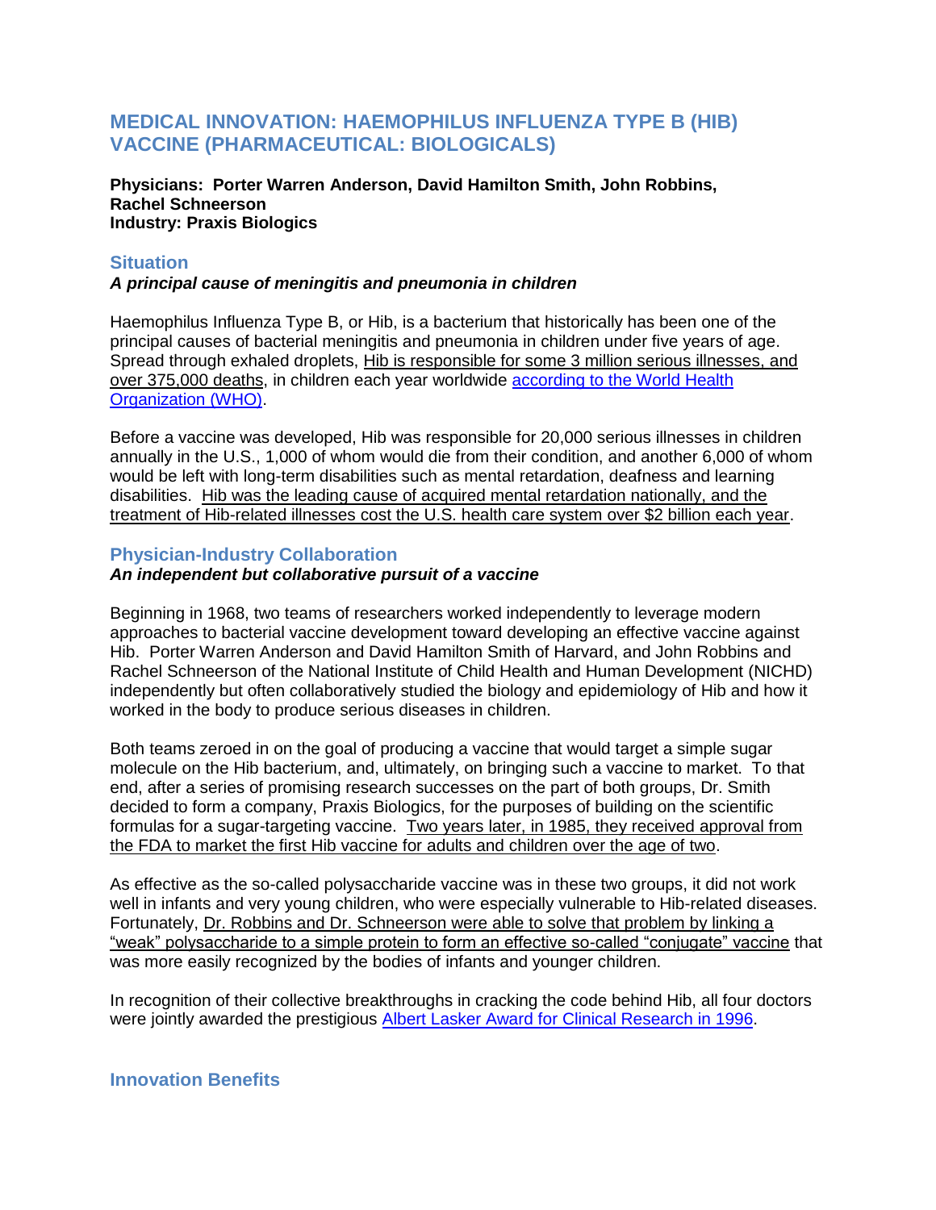# MEDICAL INNOVATION: HAEMOPHILUS INFLUENZA TYPE B (HIB) VACCINE (PHARMACEUTICAL: BIOLOGICALS)

**Physicians: Porter Warren Anderson, David Hamilton Smith, John Robbins, Rachel Schneerson**
**Industry: Praxis Biologics**

## Situation

***A principal cause of meningitis and pneumonia in children***

Haemophilus Influenza Type B, or Hib, is a bacterium that historically has been one of the principal causes of bacterial meningitis and pneumonia in children under five years of age. Spread through exhaled droplets, Hib is responsible for some 3 million serious illnesses, and over 375,000 deaths, in children each year worldwide according to the World Health Organization (WHO).

Before a vaccine was developed, Hib was responsible for 20,000 serious illnesses in children annually in the U.S., 1,000 of whom would die from their condition, and another 6,000 of whom would be left with long-term disabilities such as mental retardation, deafness and learning disabilities. Hib was the leading cause of acquired mental retardation nationally, and the treatment of Hib-related illnesses cost the U.S. health care system over $2 billion each year.

## Physician-Industry Collaboration

***An independent but collaborative pursuit of a vaccine***

Beginning in 1968, two teams of researchers worked independently to leverage modern approaches to bacterial vaccine development toward developing an effective vaccine against Hib. Porter Warren Anderson and David Hamilton Smith of Harvard, and John Robbins and Rachel Schneerson of the National Institute of Child Health and Human Development (NICHD) independently but often collaboratively studied the biology and epidemiology of Hib and how it worked in the body to produce serious diseases in children.

Both teams zeroed in on the goal of producing a vaccine that would target a simple sugar molecule on the Hib bacterium, and, ultimately, on bringing such a vaccine to market. To that end, after a series of promising research successes on the part of both groups, Dr. Smith decided to form a company, Praxis Biologics, for the purposes of building on the scientific formulas for a sugar-targeting vaccine. Two years later, in 1985, they received approval from the FDA to market the first Hib vaccine for adults and children over the age of two.

As effective as the so-called polysaccharide vaccine was in these two groups, it did not work well in infants and very young children, who were especially vulnerable to Hib-related diseases. Fortunately, Dr. Robbins and Dr. Schneerson were able to solve that problem by linking a "weak" polysaccharide to a simple protein to form an effective so-called "conjugate" vaccine that was more easily recognized by the bodies of infants and younger children.

In recognition of their collective breakthroughs in cracking the code behind Hib, all four doctors were jointly awarded the prestigious Albert Lasker Award for Clinical Research in 1996.

## Innovation Benefits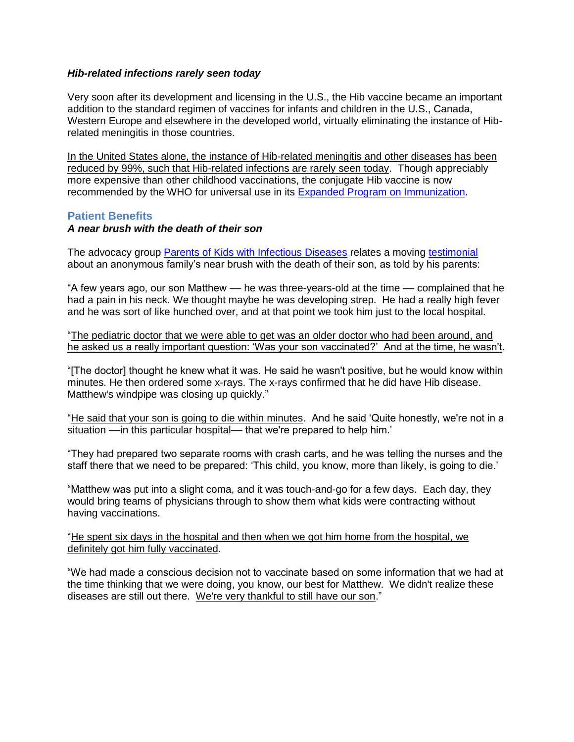***Hib-related infections rarely seen today***

Very soon after its development and licensing in the U.S., the Hib vaccine became an important addition to the standard regimen of vaccines for infants and children in the U.S., Canada, Western Europe and elsewhere in the developed world, virtually eliminating the instance of Hib-related meningitis in those countries.

In the United States alone, the instance of Hib-related meningitis and other diseases has been reduced by 99%, such that Hib-related infections are rarely seen today. Though appreciably more expensive than other childhood vaccinations, the conjugate Hib vaccine is now recommended by the WHO for universal use in its Expanded Program on Immunization.

## Patient Benefits

***A near brush with the death of their son***

The advocacy group Parents of Kids with Infectious Diseases relates a moving testimonial about an anonymous family's near brush with the death of their son, as told by his parents:

"A few years ago, our son Matthew — he was three-years-old at the time — complained that he had a pain in his neck. We thought maybe he was developing strep. He had a really high fever and he was sort of like hunched over, and at that point we took him just to the local hospital.

"The pediatric doctor that we were able to get was an older doctor who had been around, and he asked us a really important question: 'Was your son vaccinated?' And at the time, he wasn't.

"[The doctor] thought he knew what it was. He said he wasn't positive, but he would know within minutes. He then ordered some x-rays. The x-rays confirmed that he did have Hib disease. Matthew's windpipe was closing up quickly."

"He said that your son is going to die within minutes. And he said 'Quite honestly, we're not in a situation —in this particular hospital— that we're prepared to help him.'

"They had prepared two separate rooms with crash carts, and he was telling the nurses and the staff there that we need to be prepared: 'This child, you know, more than likely, is going to die.'

"Matthew was put into a slight coma, and it was touch-and-go for a few days. Each day, they would bring teams of physicians through to show them what kids were contracting without having vaccinations.

"He spent six days in the hospital and then when we got him home from the hospital, we definitely got him fully vaccinated.

"We had made a conscious decision not to vaccinate based on some information that we had at the time thinking that we were doing, you know, our best for Matthew. We didn't realize these diseases are still out there. We're very thankful to still have our son."